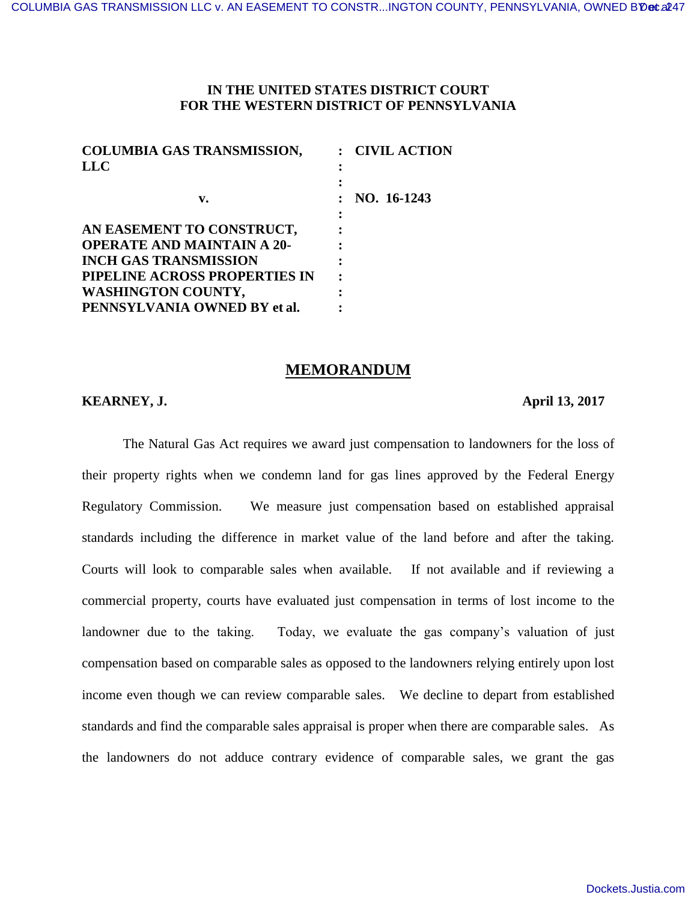**IN THE UNITED STATES DISTRICT COURT**
**FOR THE WESTERN DISTRICT OF PENNSYLVANIA**

| | | |
|---|---|---|
| **COLUMBIA GAS TRANSMISSION, LLC** | : | **CIVIL ACTION** |
| | : | |
| **v.** | : | **NO. 16-1243** |
| | : | |
| **AN EASEMENT TO CONSTRUCT, OPERATE AND MAINTAIN A 20-INCH GAS TRANSMISSION PIPELINE ACROSS PROPERTIES IN WASHINGTON COUNTY, PENNSYLVANIA OWNED BY et al.** | : | |

## MEMORANDUM

**KEARNEY, J.** **April 13, 2017**

The Natural Gas Act requires we award just compensation to landowners for the loss of their property rights when we condemn land for gas lines approved by the Federal Energy Regulatory Commission. We measure just compensation based on established appraisal standards including the difference in market value of the land before and after the taking. Courts will look to comparable sales when available. If not available and if reviewing a commercial property, courts have evaluated just compensation in terms of lost income to the landowner due to the taking. Today, we evaluate the gas company's valuation of just compensation based on comparable sales as opposed to the landowners relying entirely upon lost income even though we can review comparable sales. We decline to depart from established standards and find the comparable sales appraisal is proper when there are comparable sales. As the landowners do not adduce contrary evidence of comparable sales, we grant the gas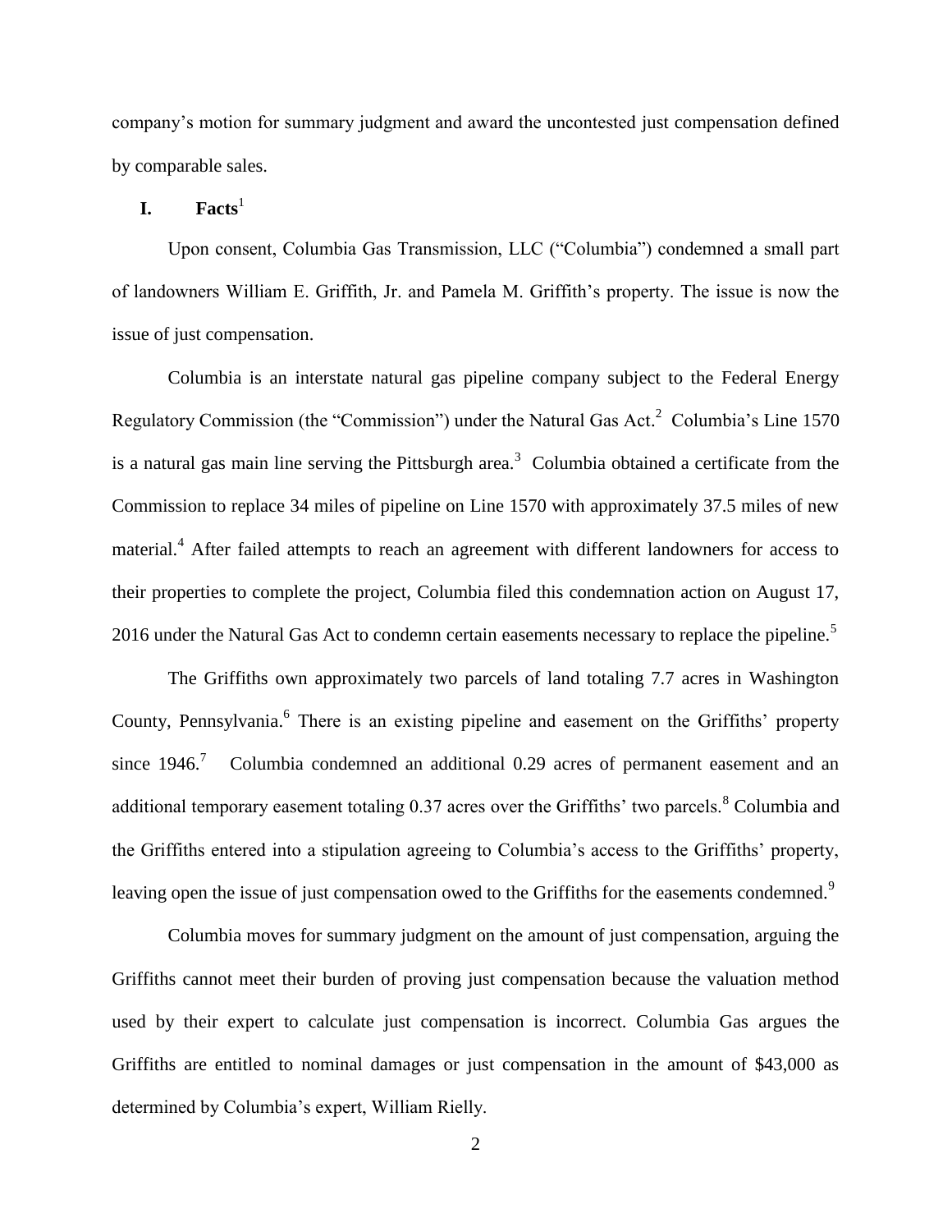company's motion for summary judgment and award the uncontested just compensation defined by comparable sales.

## I. Facts[1]

Upon consent, Columbia Gas Transmission, LLC ("Columbia") condemned a small part of landowners William E. Griffith, Jr. and Pamela M. Griffith's property. The issue is now the issue of just compensation.

Columbia is an interstate natural gas pipeline company subject to the Federal Energy Regulatory Commission (the "Commission") under the Natural Gas Act.[2] Columbia's Line 1570 is a natural gas main line serving the Pittsburgh area.[3] Columbia obtained a certificate from the Commission to replace 34 miles of pipeline on Line 1570 with approximately 37.5 miles of new material.[4] After failed attempts to reach an agreement with different landowners for access to their properties to complete the project, Columbia filed this condemnation action on August 17, 2016 under the Natural Gas Act to condemn certain easements necessary to replace the pipeline.[5]

The Griffiths own approximately two parcels of land totaling 7.7 acres in Washington County, Pennsylvania.[6] There is an existing pipeline and easement on the Griffiths' property since 1946.[7] Columbia condemned an additional 0.29 acres of permanent easement and an additional temporary easement totaling 0.37 acres over the Griffiths' two parcels.[8] Columbia and the Griffiths entered into a stipulation agreeing to Columbia's access to the Griffiths' property, leaving open the issue of just compensation owed to the Griffiths for the easements condemned.[9]

Columbia moves for summary judgment on the amount of just compensation, arguing the Griffiths cannot meet their burden of proving just compensation because the valuation method used by their expert to calculate just compensation is incorrect. Columbia Gas argues the Griffiths are entitled to nominal damages or just compensation in the amount of $43,000 as determined by Columbia's expert, William Rielly.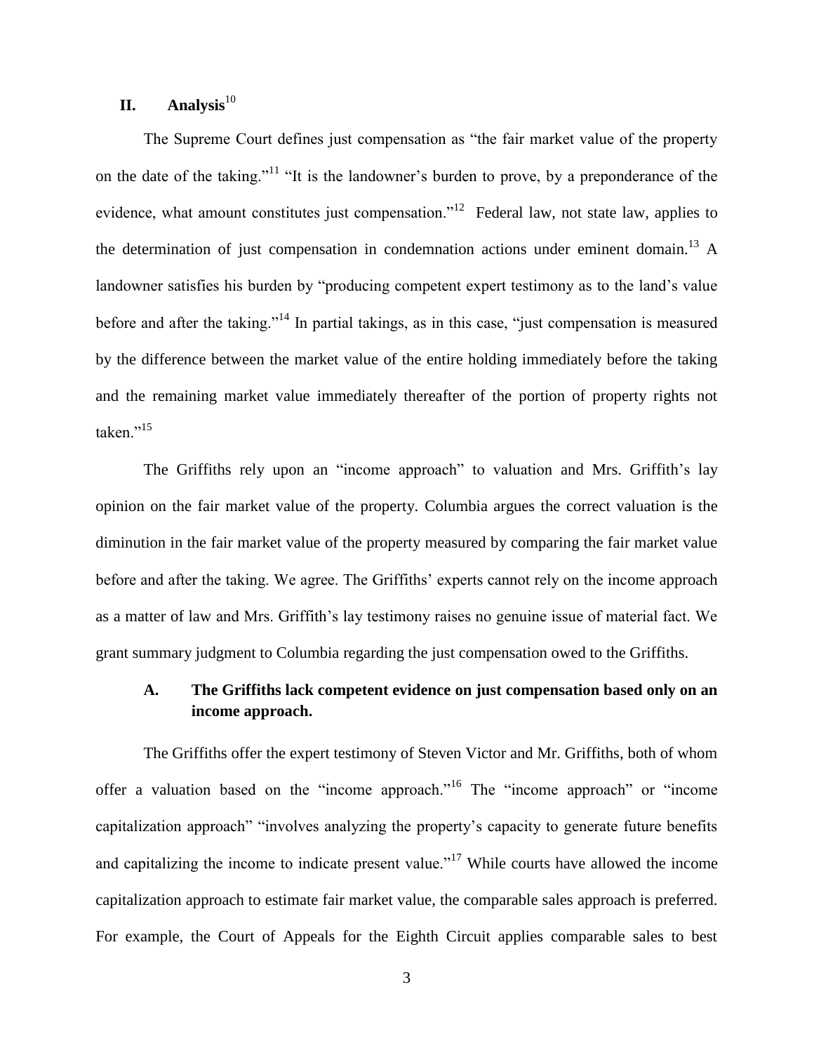## II. Analysis[10]

The Supreme Court defines just compensation as "the fair market value of the property on the date of the taking."[11] "It is the landowner's burden to prove, by a preponderance of the evidence, what amount constitutes just compensation."[12] Federal law, not state law, applies to the determination of just compensation in condemnation actions under eminent domain.[13] A landowner satisfies his burden by "producing competent expert testimony as to the land's value before and after the taking."[14] In partial takings, as in this case, "just compensation is measured by the difference between the market value of the entire holding immediately before the taking and the remaining market value immediately thereafter of the portion of property rights not taken."[15]

The Griffiths rely upon an "income approach" to valuation and Mrs. Griffith's lay opinion on the fair market value of the property. Columbia argues the correct valuation is the diminution in the fair market value of the property measured by comparing the fair market value before and after the taking. We agree. The Griffiths' experts cannot rely on the income approach as a matter of law and Mrs. Griffith's lay testimony raises no genuine issue of material fact. We grant summary judgment to Columbia regarding the just compensation owed to the Griffiths.

### A. The Griffiths lack competent evidence on just compensation based only on an income approach.

The Griffiths offer the expert testimony of Steven Victor and Mr. Griffiths, both of whom offer a valuation based on the "income approach."[16] The "income approach" or "income capitalization approach" "involves analyzing the property's capacity to generate future benefits and capitalizing the income to indicate present value."[17] While courts have allowed the income capitalization approach to estimate fair market value, the comparable sales approach is preferred. For example, the Court of Appeals for the Eighth Circuit applies comparable sales to best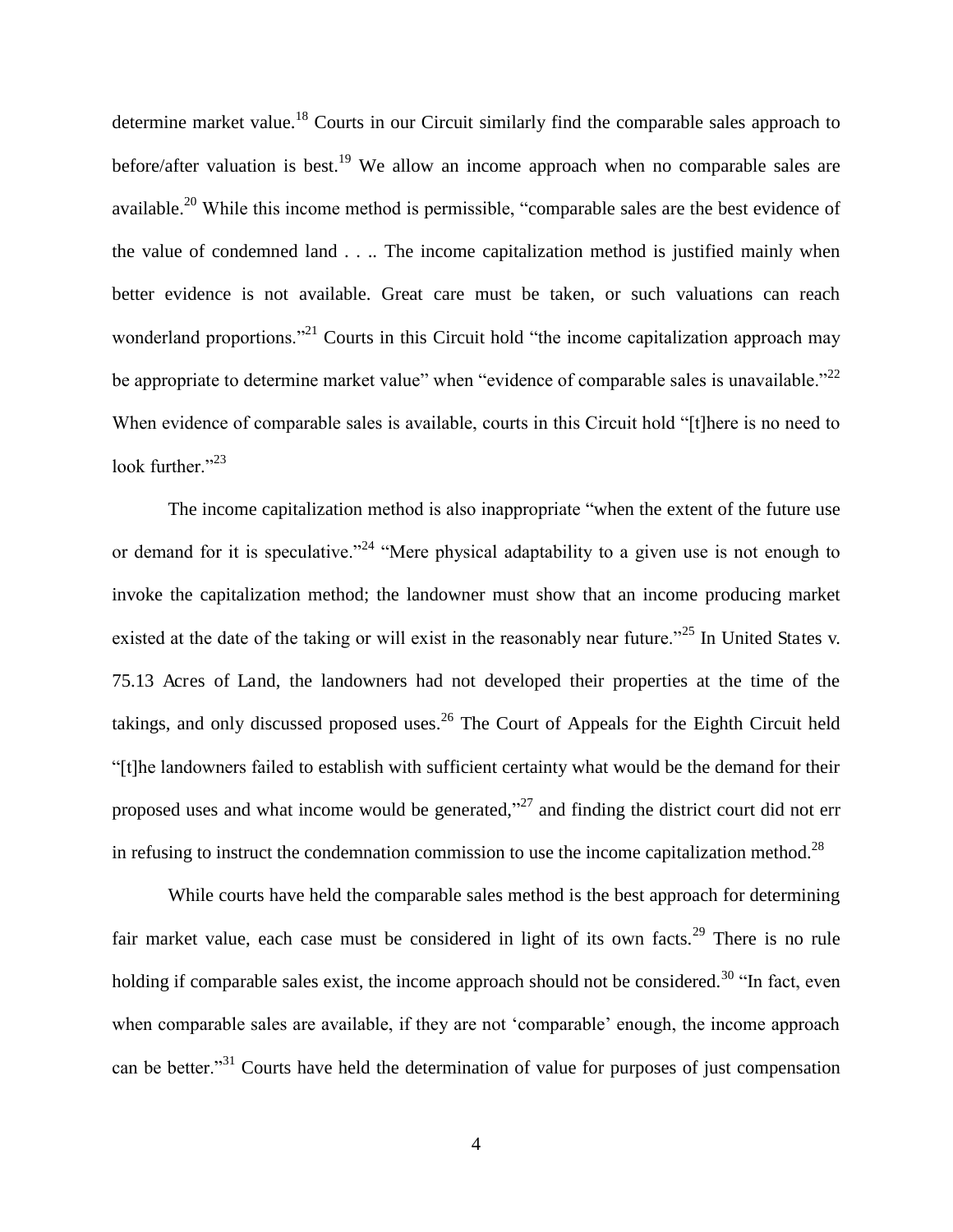determine market value.[18] Courts in our Circuit similarly find the comparable sales approach to before/after valuation is best.[19] We allow an income approach when no comparable sales are available.[20] While this income method is permissible, "comparable sales are the best evidence of the value of condemned land . . .. The income capitalization method is justified mainly when better evidence is not available. Great care must be taken, or such valuations can reach wonderland proportions."[21] Courts in this Circuit hold "the income capitalization approach may be appropriate to determine market value" when "evidence of comparable sales is unavailable."[22] When evidence of comparable sales is available, courts in this Circuit hold "[t]here is no need to look further."[23]

The income capitalization method is also inappropriate "when the extent of the future use or demand for it is speculative."[24] "Mere physical adaptability to a given use is not enough to invoke the capitalization method; the landowner must show that an income producing market existed at the date of the taking or will exist in the reasonably near future."[25] In United States v. 75.13 Acres of Land, the landowners had not developed their properties at the time of the takings, and only discussed proposed uses.[26] The Court of Appeals for the Eighth Circuit held "[t]he landowners failed to establish with sufficient certainty what would be the demand for their proposed uses and what income would be generated,"[27] and finding the district court did not err in refusing to instruct the condemnation commission to use the income capitalization method.[28]

While courts have held the comparable sales method is the best approach for determining fair market value, each case must be considered in light of its own facts.[29] There is no rule holding if comparable sales exist, the income approach should not be considered.[30] "In fact, even when comparable sales are available, if they are not 'comparable' enough, the income approach can be better."[31] Courts have held the determination of value for purposes of just compensation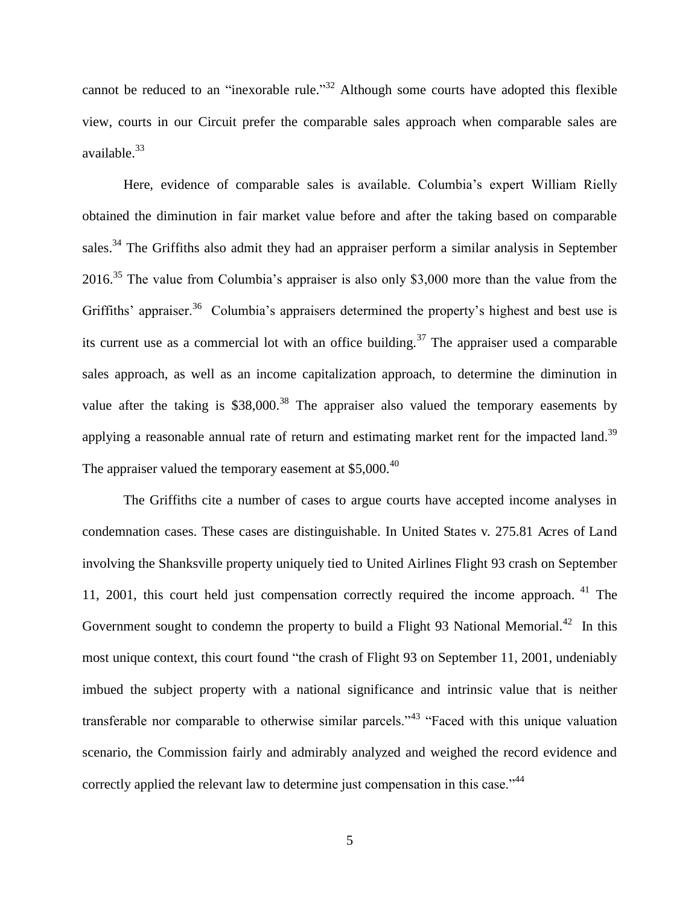cannot be reduced to an "inexorable rule."[32] Although some courts have adopted this flexible view, courts in our Circuit prefer the comparable sales approach when comparable sales are available.[33]

Here, evidence of comparable sales is available. Columbia's expert William Rielly obtained the diminution in fair market value before and after the taking based on comparable sales.[34] The Griffiths also admit they had an appraiser perform a similar analysis in September 2016.[35] The value from Columbia's appraiser is also only $3,000 more than the value from the Griffiths' appraiser.[36] Columbia's appraisers determined the property's highest and best use is its current use as a commercial lot with an office building.[37] The appraiser used a comparable sales approach, as well as an income capitalization approach, to determine the diminution in value after the taking is $38,000.[38] The appraiser also valued the temporary easements by applying a reasonable annual rate of return and estimating market rent for the impacted land.[39] The appraiser valued the temporary easement at $5,000.[40]

The Griffiths cite a number of cases to argue courts have accepted income analyses in condemnation cases. These cases are distinguishable. In United States v. 275.81 Acres of Land involving the Shanksville property uniquely tied to United Airlines Flight 93 crash on September 11, 2001, this court held just compensation correctly required the income approach. [41] The Government sought to condemn the property to build a Flight 93 National Memorial.[42] In this most unique context, this court found "the crash of Flight 93 on September 11, 2001, undeniably imbued the subject property with a national significance and intrinsic value that is neither transferable nor comparable to otherwise similar parcels."[43] "Faced with this unique valuation scenario, the Commission fairly and admirably analyzed and weighed the record evidence and correctly applied the relevant law to determine just compensation in this case."[44]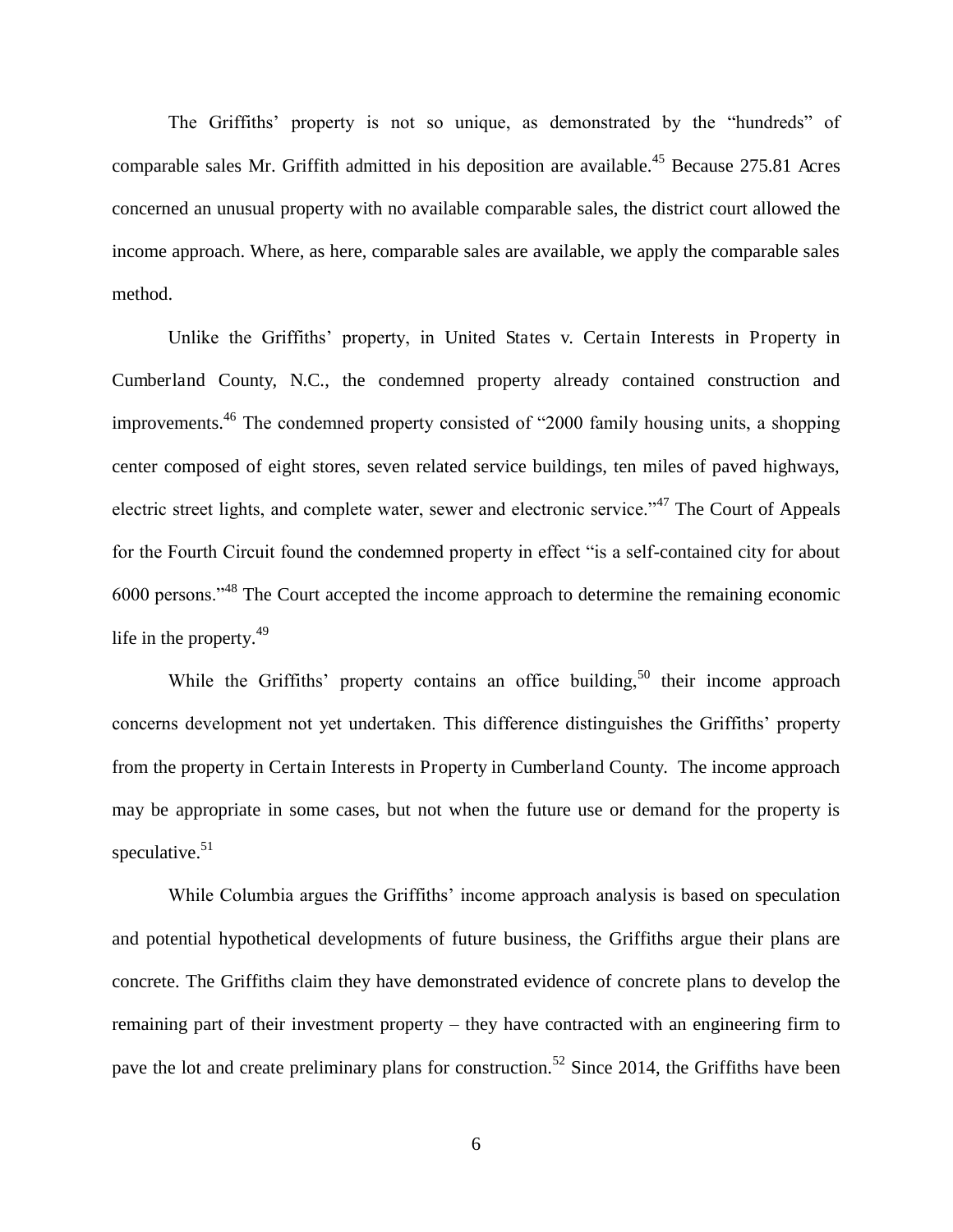The Griffiths' property is not so unique, as demonstrated by the "hundreds" of comparable sales Mr. Griffith admitted in his deposition are available.[45] Because 275.81 Acres concerned an unusual property with no available comparable sales, the district court allowed the income approach. Where, as here, comparable sales are available, we apply the comparable sales method.

Unlike the Griffiths' property, in United States v. Certain Interests in Property in Cumberland County, N.C., the condemned property already contained construction and improvements.[46] The condemned property consisted of "2000 family housing units, a shopping center composed of eight stores, seven related service buildings, ten miles of paved highways, electric street lights, and complete water, sewer and electronic service."[47] The Court of Appeals for the Fourth Circuit found the condemned property in effect "is a self-contained city for about 6000 persons."[48] The Court accepted the income approach to determine the remaining economic life in the property.[49]

While the Griffiths' property contains an office building,[50] their income approach concerns development not yet undertaken. This difference distinguishes the Griffiths' property from the property in Certain Interests in Property in Cumberland County. The income approach may be appropriate in some cases, but not when the future use or demand for the property is speculative.[51]

While Columbia argues the Griffiths' income approach analysis is based on speculation and potential hypothetical developments of future business, the Griffiths argue their plans are concrete. The Griffiths claim they have demonstrated evidence of concrete plans to develop the remaining part of their investment property – they have contracted with an engineering firm to pave the lot and create preliminary plans for construction.[52] Since 2014, the Griffiths have been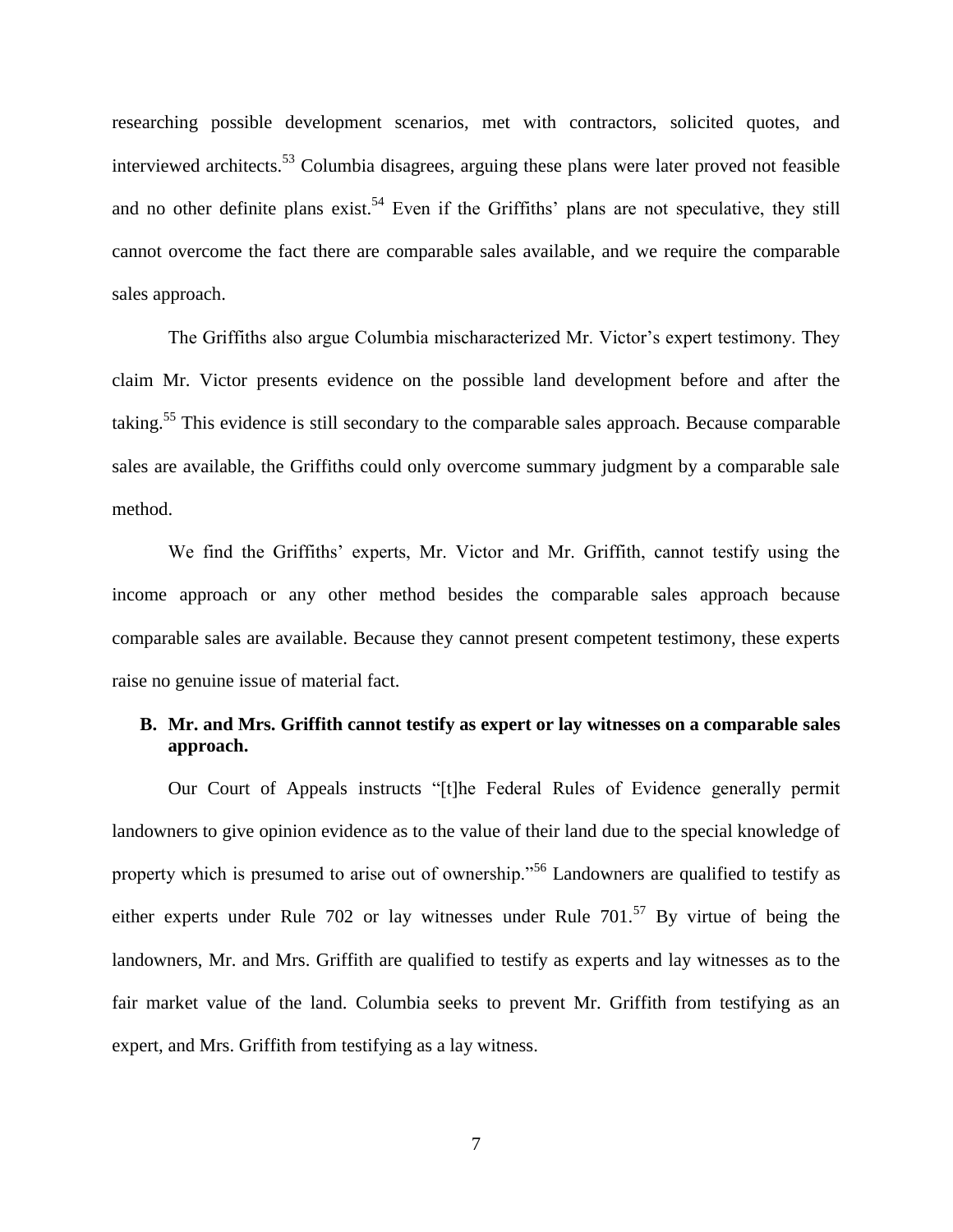researching possible development scenarios, met with contractors, solicited quotes, and interviewed architects.[53] Columbia disagrees, arguing these plans were later proved not feasible and no other definite plans exist.[54] Even if the Griffiths' plans are not speculative, they still cannot overcome the fact there are comparable sales available, and we require the comparable sales approach.

The Griffiths also argue Columbia mischaracterized Mr. Victor's expert testimony. They claim Mr. Victor presents evidence on the possible land development before and after the taking.[55] This evidence is still secondary to the comparable sales approach. Because comparable sales are available, the Griffiths could only overcome summary judgment by a comparable sale method.

We find the Griffiths' experts, Mr. Victor and Mr. Griffith, cannot testify using the income approach or any other method besides the comparable sales approach because comparable sales are available. Because they cannot present competent testimony, these experts raise no genuine issue of material fact.

### B. Mr. and Mrs. Griffith cannot testify as expert or lay witnesses on a comparable sales approach.

Our Court of Appeals instructs "[t]he Federal Rules of Evidence generally permit landowners to give opinion evidence as to the value of their land due to the special knowledge of property which is presumed to arise out of ownership."[56] Landowners are qualified to testify as either experts under Rule 702 or lay witnesses under Rule 701.[57] By virtue of being the landowners, Mr. and Mrs. Griffith are qualified to testify as experts and lay witnesses as to the fair market value of the land. Columbia seeks to prevent Mr. Griffith from testifying as an expert, and Mrs. Griffith from testifying as a lay witness.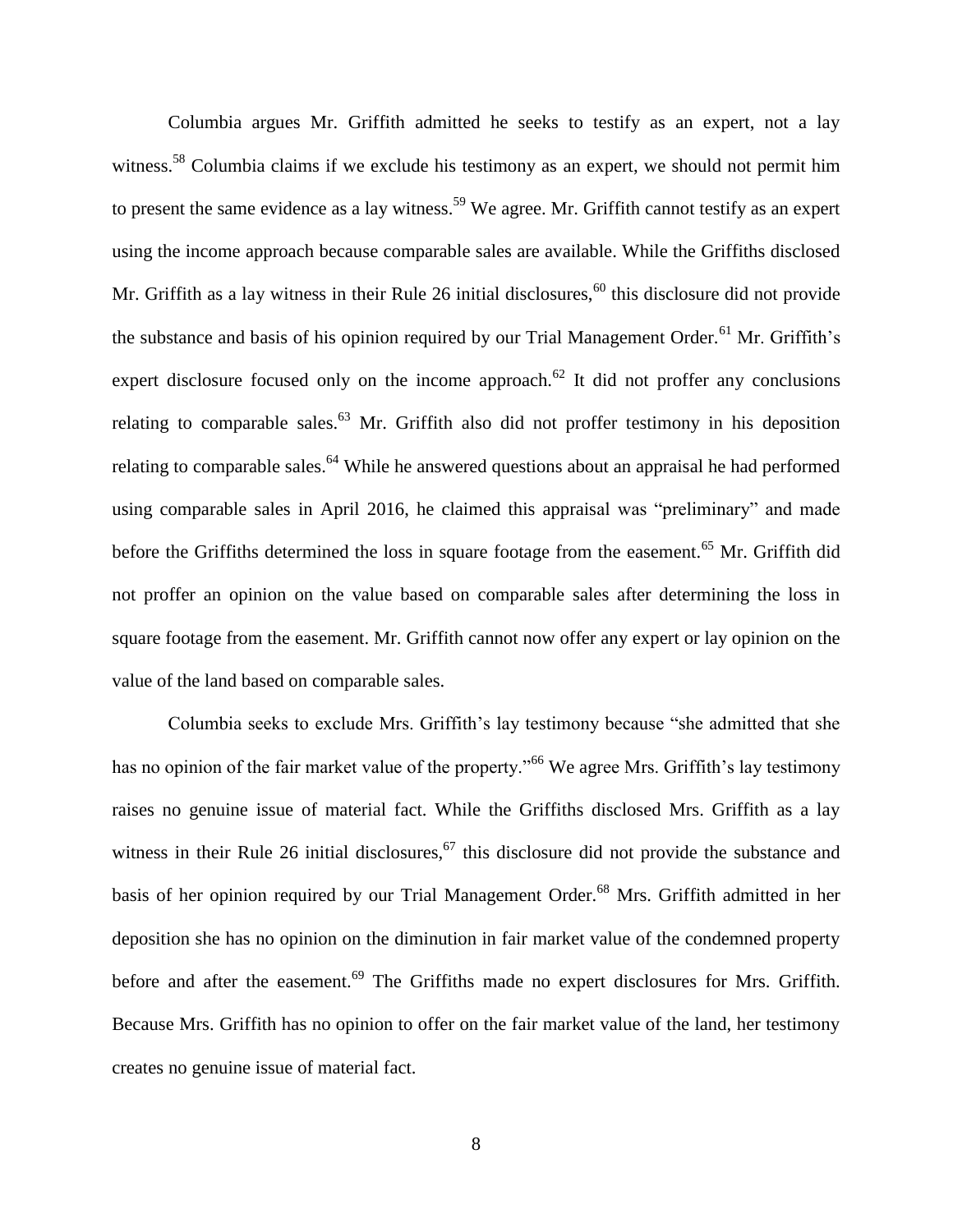Columbia argues Mr. Griffith admitted he seeks to testify as an expert, not a lay witness.[58] Columbia claims if we exclude his testimony as an expert, we should not permit him to present the same evidence as a lay witness.[59] We agree. Mr. Griffith cannot testify as an expert using the income approach because comparable sales are available. While the Griffiths disclosed Mr. Griffith as a lay witness in their Rule 26 initial disclosures,[60] this disclosure did not provide the substance and basis of his opinion required by our Trial Management Order.[61] Mr. Griffith's expert disclosure focused only on the income approach.[62] It did not proffer any conclusions relating to comparable sales.[63] Mr. Griffith also did not proffer testimony in his deposition relating to comparable sales.[64] While he answered questions about an appraisal he had performed using comparable sales in April 2016, he claimed this appraisal was "preliminary" and made before the Griffiths determined the loss in square footage from the easement.[65] Mr. Griffith did not proffer an opinion on the value based on comparable sales after determining the loss in square footage from the easement. Mr. Griffith cannot now offer any expert or lay opinion on the value of the land based on comparable sales.

Columbia seeks to exclude Mrs. Griffith's lay testimony because "she admitted that she has no opinion of the fair market value of the property."[66] We agree Mrs. Griffith's lay testimony raises no genuine issue of material fact. While the Griffiths disclosed Mrs. Griffith as a lay witness in their Rule 26 initial disclosures,[67] this disclosure did not provide the substance and basis of her opinion required by our Trial Management Order.[68] Mrs. Griffith admitted in her deposition she has no opinion on the diminution in fair market value of the condemned property before and after the easement.[69] The Griffiths made no expert disclosures for Mrs. Griffith. Because Mrs. Griffith has no opinion to offer on the fair market value of the land, her testimony creates no genuine issue of material fact.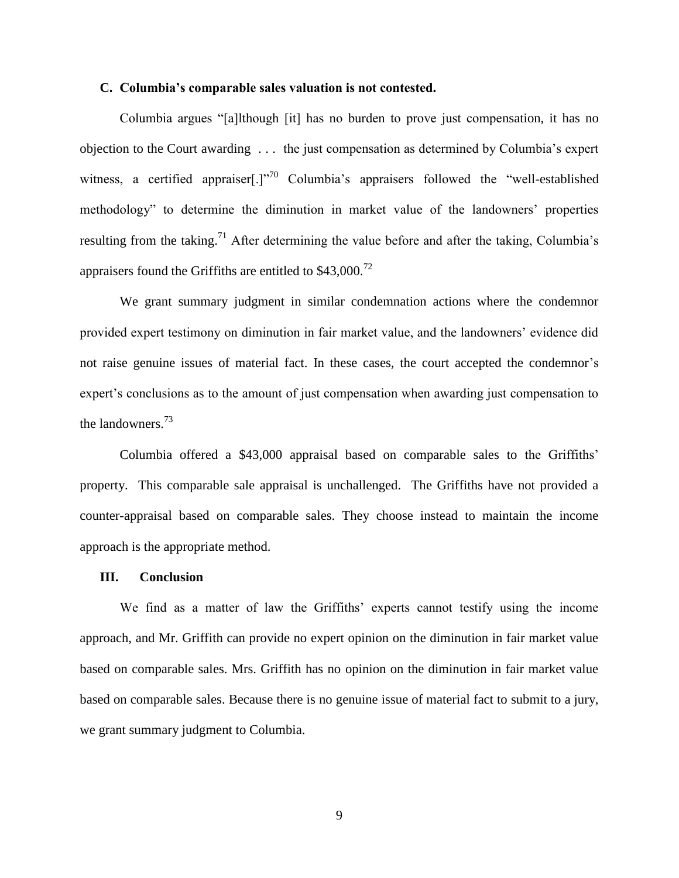### C. Columbia's comparable sales valuation is not contested.

Columbia argues "[a]lthough [it] has no burden to prove just compensation, it has no objection to the Court awarding . . . the just compensation as determined by Columbia's expert witness, a certified appraiser[.]"[70] Columbia's appraisers followed the "well-established methodology" to determine the diminution in market value of the landowners' properties resulting from the taking.[71] After determining the value before and after the taking, Columbia's appraisers found the Griffiths are entitled to $43,000.[72]

We grant summary judgment in similar condemnation actions where the condemnor provided expert testimony on diminution in fair market value, and the landowners' evidence did not raise genuine issues of material fact. In these cases, the court accepted the condemnor's expert's conclusions as to the amount of just compensation when awarding just compensation to the landowners.[73]

Columbia offered a $43,000 appraisal based on comparable sales to the Griffiths' property. This comparable sale appraisal is unchallenged. The Griffiths have not provided a counter-appraisal based on comparable sales. They choose instead to maintain the income approach is the appropriate method.

## III. Conclusion

We find as a matter of law the Griffiths' experts cannot testify using the income approach, and Mr. Griffith can provide no expert opinion on the diminution in fair market value based on comparable sales. Mrs. Griffith has no opinion on the diminution in fair market value based on comparable sales. Because there is no genuine issue of material fact to submit to a jury, we grant summary judgment to Columbia.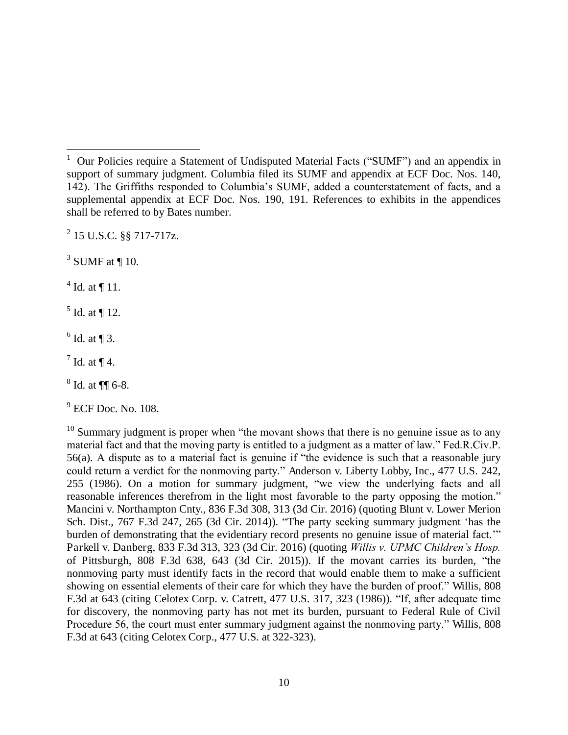[1] Our Policies require a Statement of Undisputed Material Facts ("SUMF") and an appendix in support of summary judgment. Columbia filed its SUMF and appendix at ECF Doc. Nos. 140, 142). The Griffiths responded to Columbia's SUMF, added a counterstatement of facts, and a supplemental appendix at ECF Doc. Nos. 190, 191. References to exhibits in the appendices shall be referred to by Bates number.

[2] 15 U.S.C. §§ 717-717z.

[3] SUMF at ¶ 10.

[4] Id. at ¶ 11.

[5] Id. at ¶ 12.

[6] Id. at ¶ 3.

[7] Id. at ¶ 4.

[8] Id. at ¶¶ 6-8.

[9] ECF Doc. No. 108.

[10] Summary judgment is proper when "the movant shows that there is no genuine issue as to any material fact and that the moving party is entitled to a judgment as a matter of law." Fed.R.Civ.P. 56(a). A dispute as to a material fact is genuine if "the evidence is such that a reasonable jury could return a verdict for the nonmoving party." Anderson v. Liberty Lobby, Inc., 477 U.S. 242, 255 (1986). On a motion for summary judgment, "we view the underlying facts and all reasonable inferences therefrom in the light most favorable to the party opposing the motion." Mancini v. Northampton Cnty., 836 F.3d 308, 313 (3d Cir. 2016) (quoting Blunt v. Lower Merion Sch. Dist., 767 F.3d 247, 265 (3d Cir. 2014)). "The party seeking summary judgment 'has the burden of demonstrating that the evidentiary record presents no genuine issue of material fact.'" Parkell v. Danberg, 833 F.3d 313, 323 (3d Cir. 2016) (quoting *Willis v. UPMC Children's Hosp.* of Pittsburgh, 808 F.3d 638, 643 (3d Cir. 2015)). If the movant carries its burden, "the nonmoving party must identify facts in the record that would enable them to make a sufficient showing on essential elements of their care for which they have the burden of proof." Willis, 808 F.3d at 643 (citing Celotex Corp. v. Catrett, 477 U.S. 317, 323 (1986)). "If, after adequate time for discovery, the nonmoving party has not met its burden, pursuant to Federal Rule of Civil Procedure 56, the court must enter summary judgment against the nonmoving party." Willis, 808 F.3d at 643 (citing Celotex Corp., 477 U.S. at 322-323).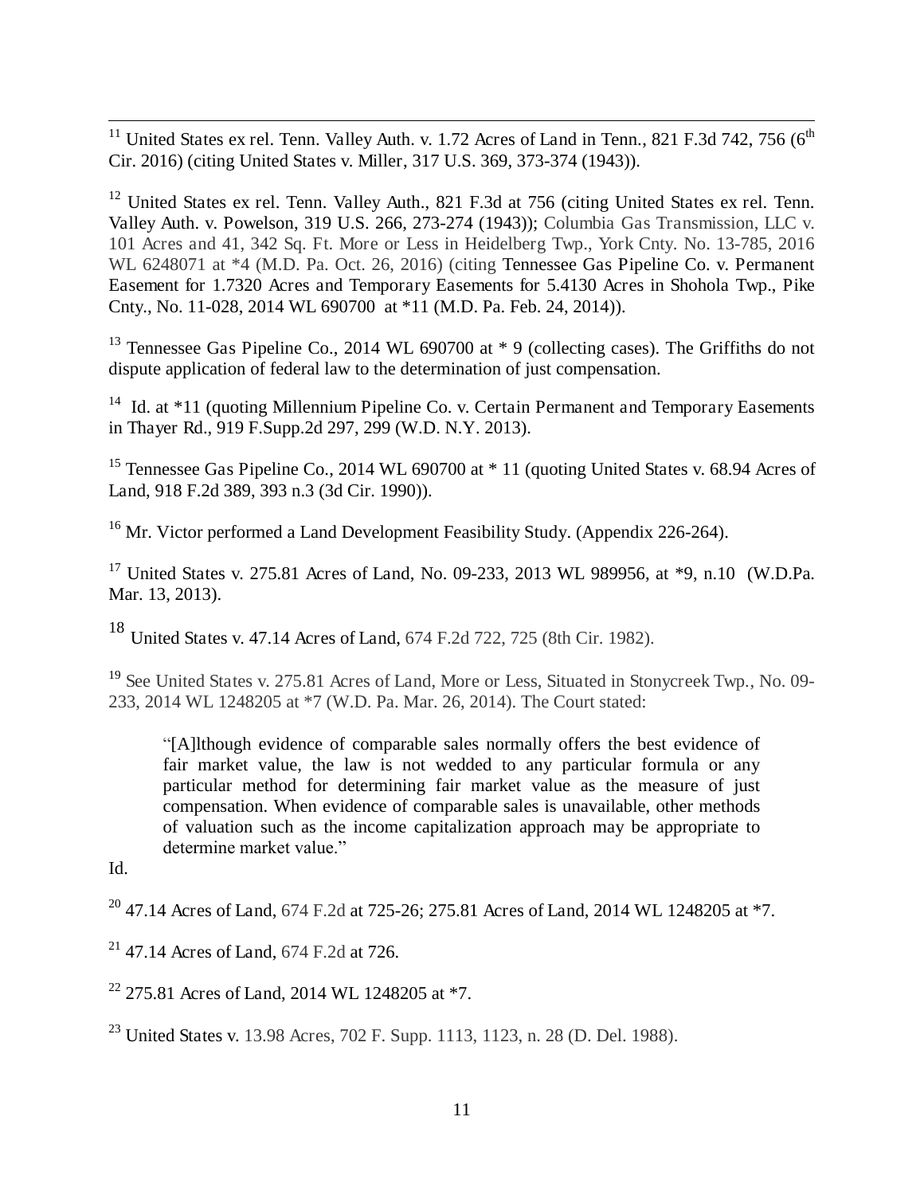[11] United States ex rel. Tenn. Valley Auth. v. 1.72 Acres of Land in Tenn., 821 F.3d 742, 756 (6th Cir. 2016) (citing United States v. Miller, 317 U.S. 369, 373-374 (1943)).

[12] United States ex rel. Tenn. Valley Auth., 821 F.3d at 756 (citing United States ex rel. Tenn. Valley Auth. v. Powelson, 319 U.S. 266, 273-274 (1943)); Columbia Gas Transmission, LLC v. 101 Acres and 41, 342 Sq. Ft. More or Less in Heidelberg Twp., York Cnty. No. 13-785, 2016 WL 6248071 at *4 (M.D. Pa. Oct. 26, 2016) (citing Tennessee Gas Pipeline Co. v. Permanent Easement for 1.7320 Acres and Temporary Easements for 5.4130 Acres in Shohola Twp., Pike Cnty., No. 11-028, 2014 WL 690700 at *11 (M.D. Pa. Feb. 24, 2014)).

[13] Tennessee Gas Pipeline Co., 2014 WL 690700 at * 9 (collecting cases). The Griffiths do not dispute application of federal law to the determination of just compensation.

[14] Id. at *11 (quoting Millennium Pipeline Co. v. Certain Permanent and Temporary Easements in Thayer Rd., 919 F.Supp.2d 297, 299 (W.D. N.Y. 2013).

[15] Tennessee Gas Pipeline Co., 2014 WL 690700 at * 11 (quoting United States v. 68.94 Acres of Land, 918 F.2d 389, 393 n.3 (3d Cir. 1990)).

[16] Mr. Victor performed a Land Development Feasibility Study. (Appendix 226-264).

[17] United States v. 275.81 Acres of Land, No. 09-233, 2013 WL 989956, at *9, n.10 (W.D.Pa. Mar. 13, 2013).

[18] United States v. 47.14 Acres of Land, 674 F.2d 722, 725 (8th Cir. 1982).

[19] See United States v. 275.81 Acres of Land, More or Less, Situated in Stonycreek Twp., No. 09-233, 2014 WL 1248205 at *7 (W.D. Pa. Mar. 26, 2014). The Court stated:

> "[A]lthough evidence of comparable sales normally offers the best evidence of fair market value, the law is not wedded to any particular formula or any particular method for determining fair market value as the measure of just compensation. When evidence of comparable sales is unavailable, other methods of valuation such as the income capitalization approach may be appropriate to determine market value."

Id.

[20] 47.14 Acres of Land, 674 F.2d at 725-26; 275.81 Acres of Land, 2014 WL 1248205 at *7.

[21] 47.14 Acres of Land, 674 F.2d at 726.

[22] 275.81 Acres of Land, 2014 WL 1248205 at *7.

[23] United States v. 13.98 Acres, 702 F. Supp. 1113, 1123, n. 28 (D. Del. 1988).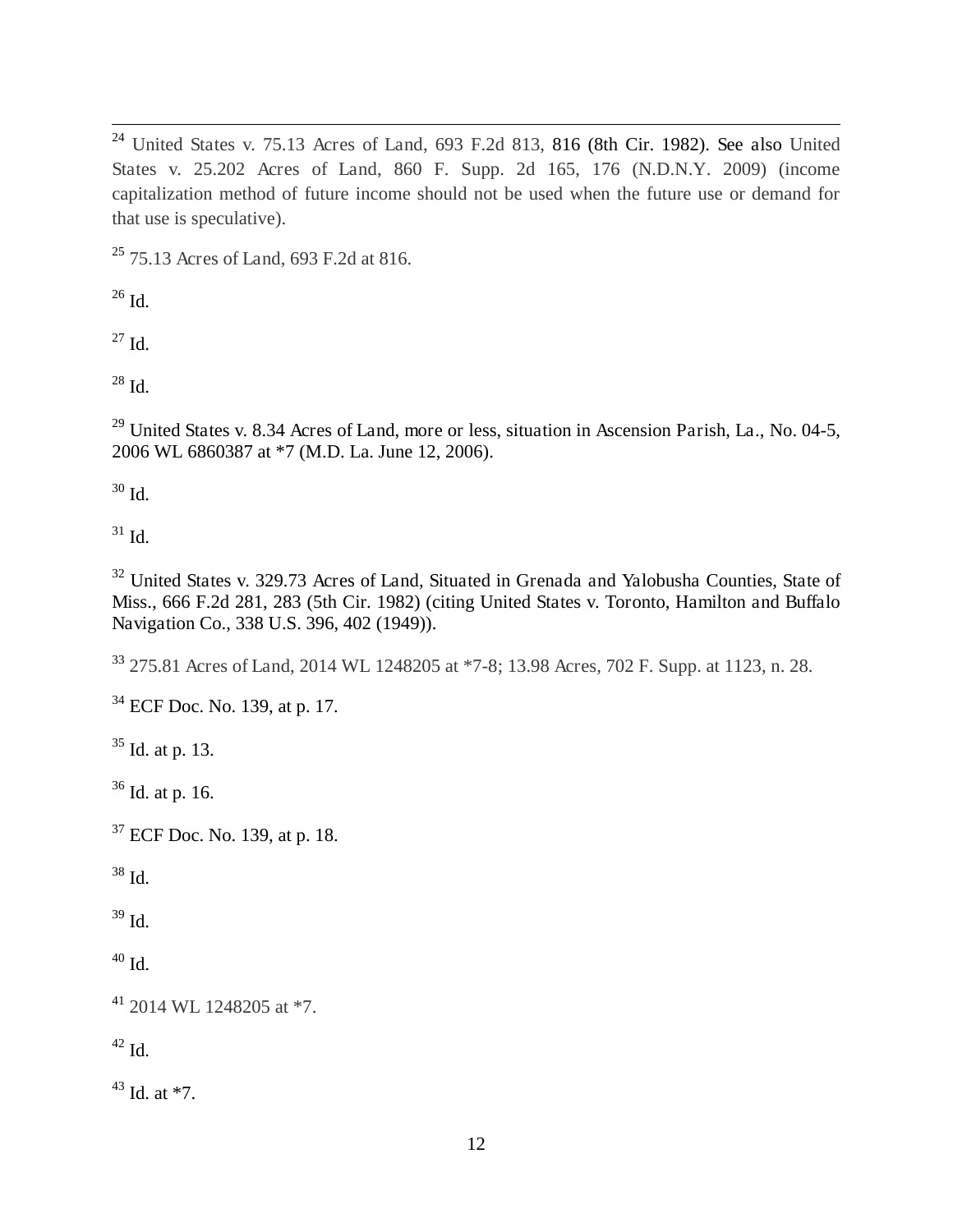---

[24] United States v. 75.13 Acres of Land, 693 F.2d 813, 816 (8th Cir. 1982). See also United States v. 25.202 Acres of Land, 860 F. Supp. 2d 165, 176 (N.D.N.Y. 2009) (income capitalization method of future income should not be used when the future use or demand for that use is speculative).

[25] 75.13 Acres of Land, 693 F.2d at 816.

[26] Id.

[27] Id.

[28] Id.

[29] United States v. 8.34 Acres of Land, more or less, situation in Ascension Parish, La., No. 04-5, 2006 WL 6860387 at *7 (M.D. La. June 12, 2006).

[30] Id.

[31] Id.

[32] United States v. 329.73 Acres of Land, Situated in Grenada and Yalobusha Counties, State of Miss., 666 F.2d 281, 283 (5th Cir. 1982) (citing United States v. Toronto, Hamilton and Buffalo Navigation Co., 338 U.S. 396, 402 (1949)).

[33] 275.81 Acres of Land, 2014 WL 1248205 at *7-8; 13.98 Acres, 702 F. Supp. at 1123, n. 28.

[34] ECF Doc. No. 139, at p. 17.

[35] Id. at p. 13.

[36] Id. at p. 16.

[37] ECF Doc. No. 139, at p. 18.

[38] Id.

[39] Id.

[40] Id.

[41] 2014 WL 1248205 at *7.

[42] Id.

[43] Id. at *7.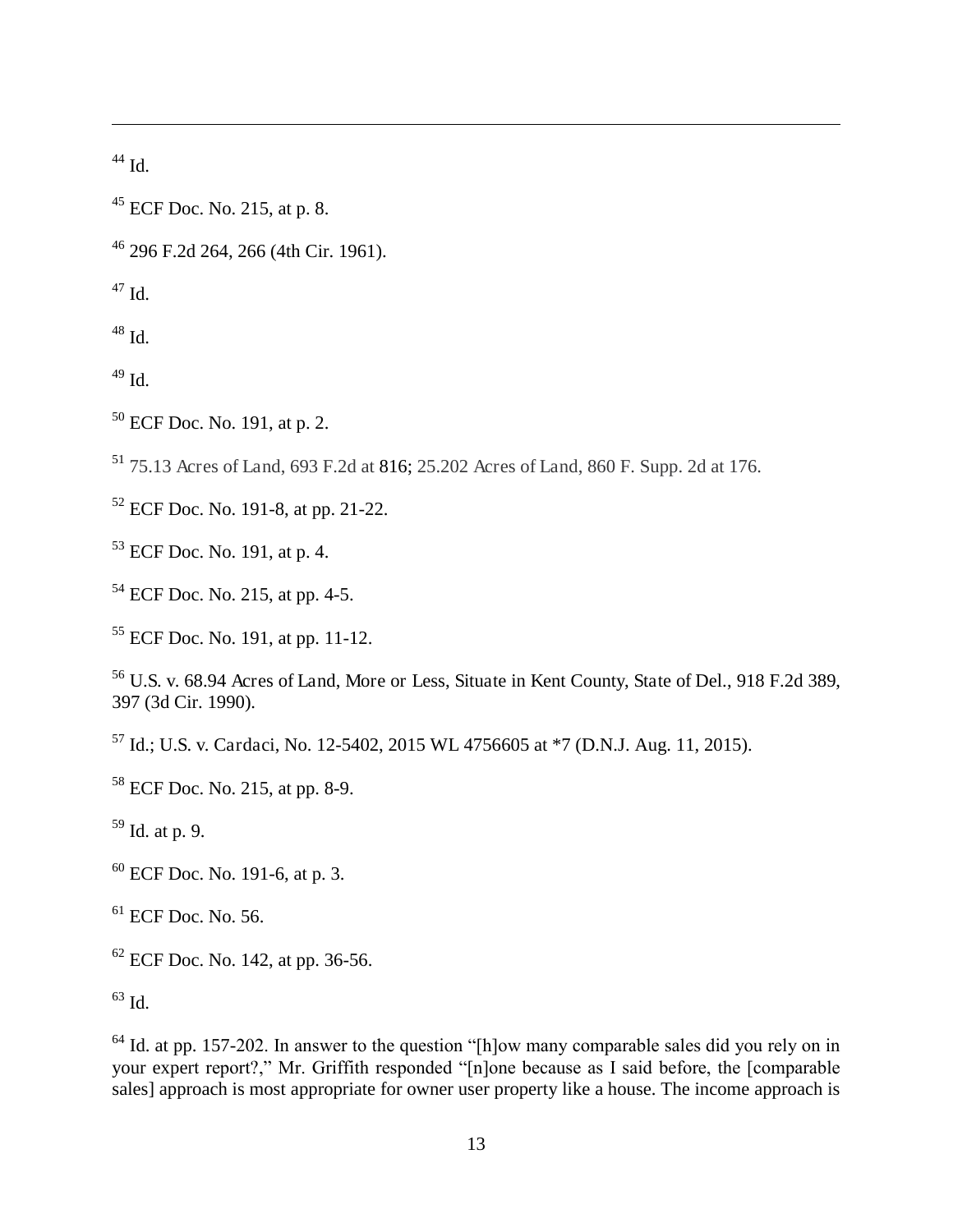[44] Id.

[45] ECF Doc. No. 215, at p. 8.

[46] 296 F.2d 264, 266 (4th Cir. 1961).

[47] Id.

[48] Id.

[49] Id.

[50] ECF Doc. No. 191, at p. 2.

[51] 75.13 Acres of Land, 693 F.2d at 816; 25.202 Acres of Land, 860 F. Supp. 2d at 176.

[52] ECF Doc. No. 191-8, at pp. 21-22.

[53] ECF Doc. No. 191, at p. 4.

[54] ECF Doc. No. 215, at pp. 4-5.

[55] ECF Doc. No. 191, at pp. 11-12.

[56] U.S. v. 68.94 Acres of Land, More or Less, Situate in Kent County, State of Del., 918 F.2d 389, 397 (3d Cir. 1990).

[57] Id.; U.S. v. Cardaci, No. 12-5402, 2015 WL 4756605 at *7 (D.N.J. Aug. 11, 2015).

[58] ECF Doc. No. 215, at pp. 8-9.

[59] Id. at p. 9.

[60] ECF Doc. No. 191-6, at p. 3.

[61] ECF Doc. No. 56.

[62] ECF Doc. No. 142, at pp. 36-56.

[63] Id.

[64] Id. at pp. 157-202. In answer to the question "[h]ow many comparable sales did you rely on in your expert report?," Mr. Griffith responded "[n]one because as I said before, the [comparable sales] approach is most appropriate for owner user property like a house. The income approach is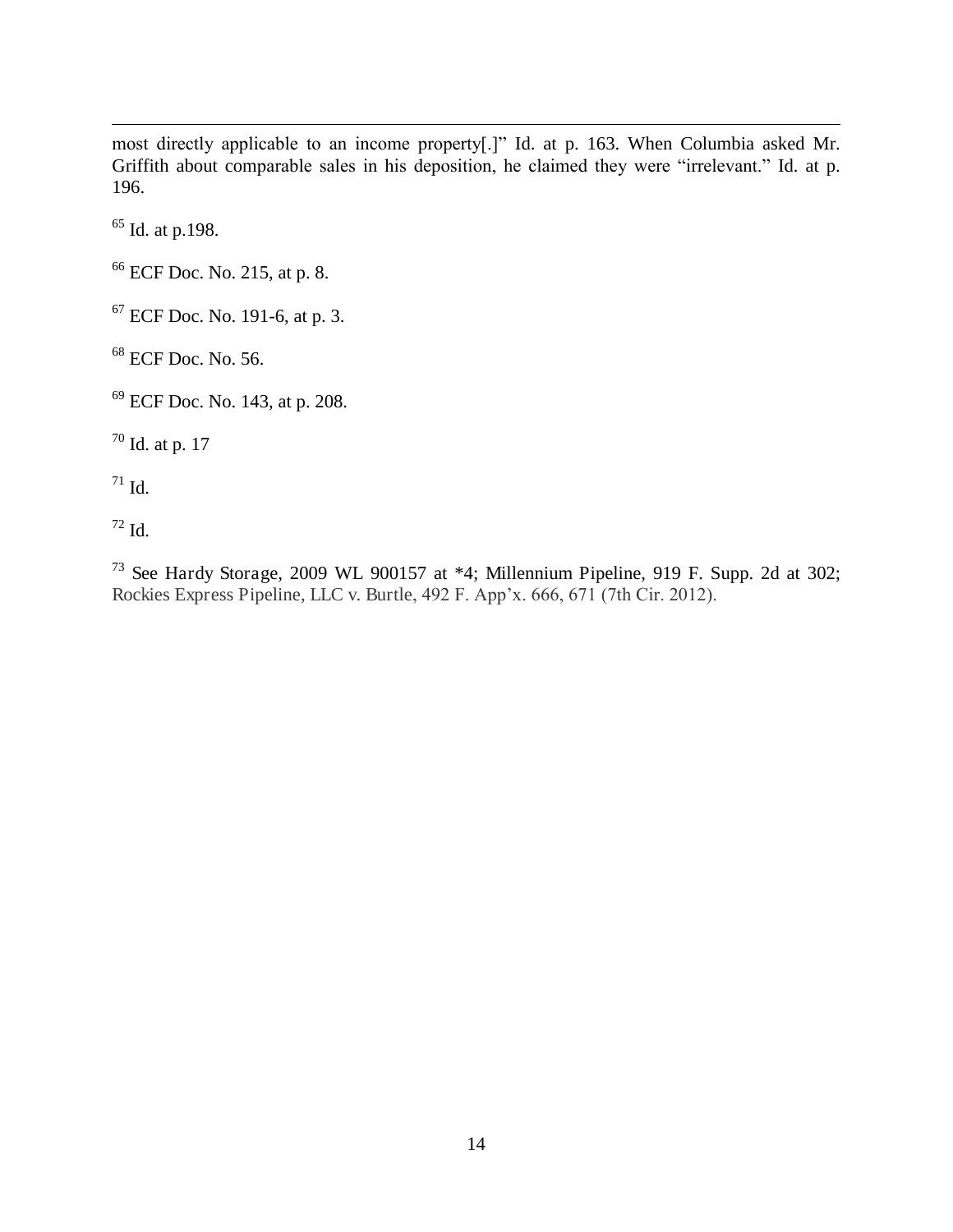most directly applicable to an income property[.]" Id. at p. 163. When Columbia asked Mr. Griffith about comparable sales in his deposition, he claimed they were "irrelevant." Id. at p. 196.

[65] Id. at p.198.

[66] ECF Doc. No. 215, at p. 8.

[67] ECF Doc. No. 191-6, at p. 3.

[68] ECF Doc. No. 56.

[69] ECF Doc. No. 143, at p. 208.

[70] Id. at p. 17

[71] Id.

[72] Id.

[73] See Hardy Storage, 2009 WL 900157 at *4; Millennium Pipeline, 919 F. Supp. 2d at 302; Rockies Express Pipeline, LLC v. Burtle, 492 F. App'x. 666, 671 (7th Cir. 2012).